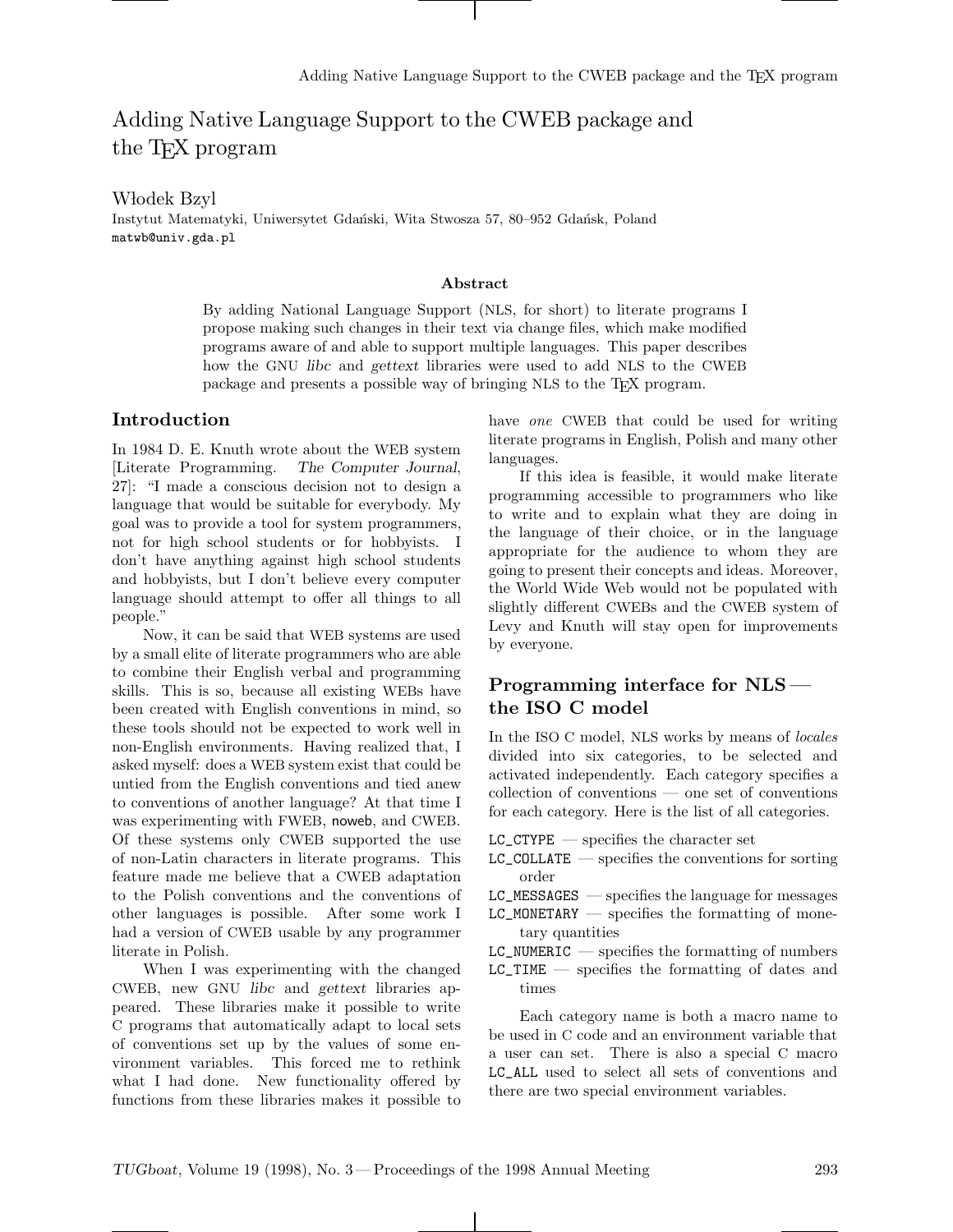# Adding Native Language Support to the CWEB package and the TEX program

Włodek Bzyl
Instytut Matematyki, Uniwersytet Gdański, Wita Stwosza 57, 80–952 Gdańsk, Poland
matwb@univ.gda.pl

### Abstract

By adding National Language Support (NLS, for short) to literate programs I propose making such changes in their text via change files, which make modified programs aware of and able to support multiple languages. This paper describes how the GNU *libc* and *gettext* libraries were used to add NLS to the CWEB package and presents a possible way of bringing NLS to the TEX program.

## Introduction

In 1984 D. E. Knuth wrote about the WEB system [Literate Programming. *The Computer Journal*, 27]: "I made a conscious decision not to design a language that would be suitable for everybody. My goal was to provide a tool for system programmers, not for high school students or for hobbyists. I don't have anything against high school students and hobbyists, but I don't believe every computer language should attempt to offer all things to all people."

Now, it can be said that WEB systems are used by a small elite of literate programmers who are able to combine their English verbal and programming skills. This is so, because all existing WEBs have been created with English conventions in mind, so these tools should not be expected to work well in non-English environments. Having realized that, I asked myself: does a WEB system exist that could be untied from the English conventions and tied anew to conventions of another language? At that time I was experimenting with FWEB, noweb, and CWEB. Of these systems only CWEB supported the use of non-Latin characters in literate programs. This feature made me believe that a CWEB adaptation to the Polish conventions and the conventions of other languages is possible. After some work I had a version of CWEB usable by any programmer literate in Polish.

When I was experimenting with the changed CWEB, new GNU *libc* and *gettext* libraries appeared. These libraries make it possible to write C programs that automatically adapt to local sets of conventions set up by the values of some environment variables. This forced me to rethink what I had done. New functionality offered by functions from these libraries makes it possible to have *one* CWEB that could be used for writing literate programs in English, Polish and many other languages.

If this idea is feasible, it would make literate programming accessible to programmers who like to write and to explain what they are doing in the language of their choice, or in the language appropriate for the audience to whom they are going to present their concepts and ideas. Moreover, the World Wide Web would not be populated with slightly different CWEBs and the CWEB system of Levy and Knuth will stay open for improvements by everyone.

## Programming interface for NLS — the ISO C model

In the ISO C model, NLS works by means of *locales* divided into six categories, to be selected and activated independently. Each category specifies a collection of conventions — one set of conventions for each category. Here is the list of all categories.

- LC_CTYPE — specifies the character set
- LC_COLLATE — specifies the conventions for sorting order
- LC_MESSAGES — specifies the language for messages
- LC_MONETARY — specifies the formatting of monetary quantities
- LC_NUMERIC — specifies the formatting of numbers
- LC_TIME — specifies the formatting of dates and times

Each category name is both a macro name to be used in C code and an environment variable that a user can set. There is also a special C macro LC_ALL used to select all sets of conventions and there are two special environment variables.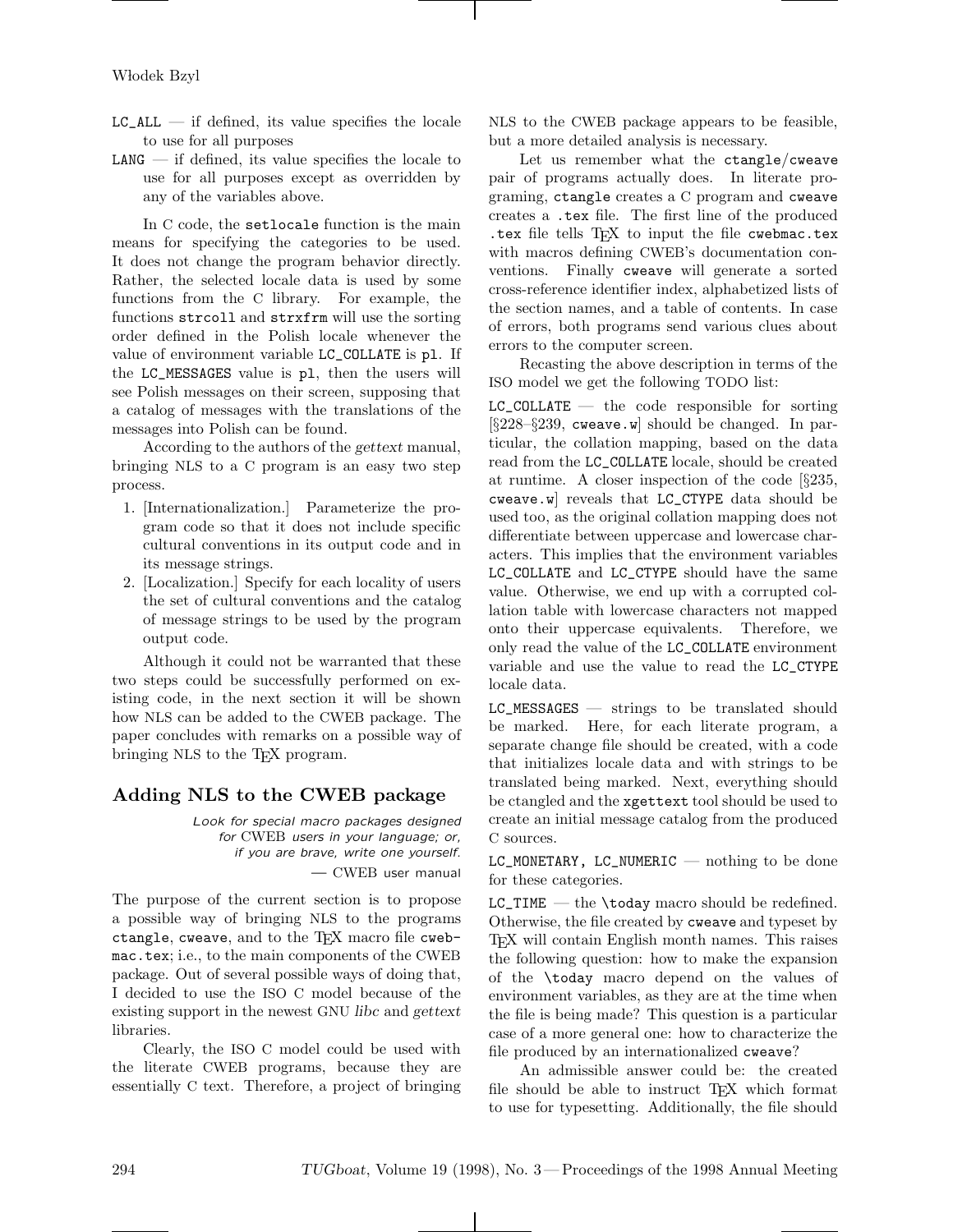`LC_ALL` — if defined, its value specifies the locale to use for all purposes

`LANG` — if defined, its value specifies the locale to use for all purposes except as overridden by any of the variables above.

In C code, the `setlocale` function is the main means for specifying the categories to be used. It does not change the program behavior directly. Rather, the selected locale data is used by some functions from the C library. For example, the functions `strcoll` and `strxfrm` will use the sorting order defined in the Polish locale whenever the value of environment variable `LC_COLLATE` is `pl`. If the `LC_MESSAGES` value is `pl`, then the users will see Polish messages on their screen, supposing that a catalog of messages with the translations of the messages into Polish can be found.

According to the authors of the *gettext* manual, bringing NLS to a C program is an easy two step process.

1. [Internationalization.] Parameterize the program code so that it does not include specific cultural conventions in its output code and in its message strings.
2. [Localization.] Specify for each locality of users the set of cultural conventions and the catalog of message strings to be used by the program output code.

Although it could not be warranted that these two steps could be successfully performed on existing code, in the next section it will be shown how NLS can be added to the CWEB package. The paper concludes with remarks on a possible way of bringing NLS to the TEX program.

## Adding NLS to the CWEB package

> *Look for special macro packages designed for* CWEB *users in your language; or, if you are brave, write one yourself.*
>
> — CWEB user manual

The purpose of the current section is to propose a possible way of bringing NLS to the programs `ctangle`, `cweave`, and to the TEX macro file `cwebmac.tex`; i.e., to the main components of the CWEB package. Out of several possible ways of doing that, I decided to use the ISO C model because of the existing support in the newest GNU *libc* and *gettext* libraries.

Clearly, the ISO C model could be used with the literate CWEB programs, because they are essentially C text. Therefore, a project of bringing NLS to the CWEB package appears to be feasible, but a more detailed analysis is necessary.

Let us remember what the `ctangle`/`cweave` pair of programs actually does. In literate programing, `ctangle` creates a C program and `cweave` creates a `.tex` file. The first line of the produced `.tex` file tells TEX to input the file `cwebmac.tex` with macros defining CWEB's documentation conventions. Finally `cweave` will generate a sorted cross-reference identifier index, alphabetized lists of the section names, and a table of contents. In case of errors, both programs send various clues about errors to the computer screen.

Recasting the above description in terms of the ISO model we get the following TODO list:

`LC_COLLATE` — the code responsible for sorting [§228–§239, `cweave.w`] should be changed. In particular, the collation mapping, based on the data read from the `LC_COLLATE` locale, should be created at runtime. A closer inspection of the code [§235, `cweave.w`] reveals that `LC_CTYPE` data should be used too, as the original collation mapping does not differentiate between uppercase and lowercase characters. This implies that the environment variables `LC_COLLATE` and `LC_CTYPE` should have the same value. Otherwise, we end up with a corrupted collation table with lowercase characters not mapped onto their uppercase equivalents. Therefore, we only read the value of the `LC_COLLATE` environment variable and use the value to read the `LC_CTYPE` locale data.

`LC_MESSAGES` — strings to be translated should be marked. Here, for each literate program, a separate change file should be created, with a code that initializes locale data and with strings to be translated being marked. Next, everything should be ctangled and the `xgettext` tool should be used to create an initial message catalog from the produced C sources.

`LC_MONETARY, LC_NUMERIC` — nothing to be done for these categories.

`LC_TIME` — the `\today` macro should be redefined. Otherwise, the file created by `cweave` and typeset by TEX will contain English month names. This raises the following question: how to make the expansion of the `\today` macro depend on the values of environment variables, as they are at the time when the file is being made? This question is a particular case of a more general one: how to characterize the file produced by an internationalized `cweave`?

An admissible answer could be: the created file should be able to instruct TEX which format to use for typesetting. Additionally, the file should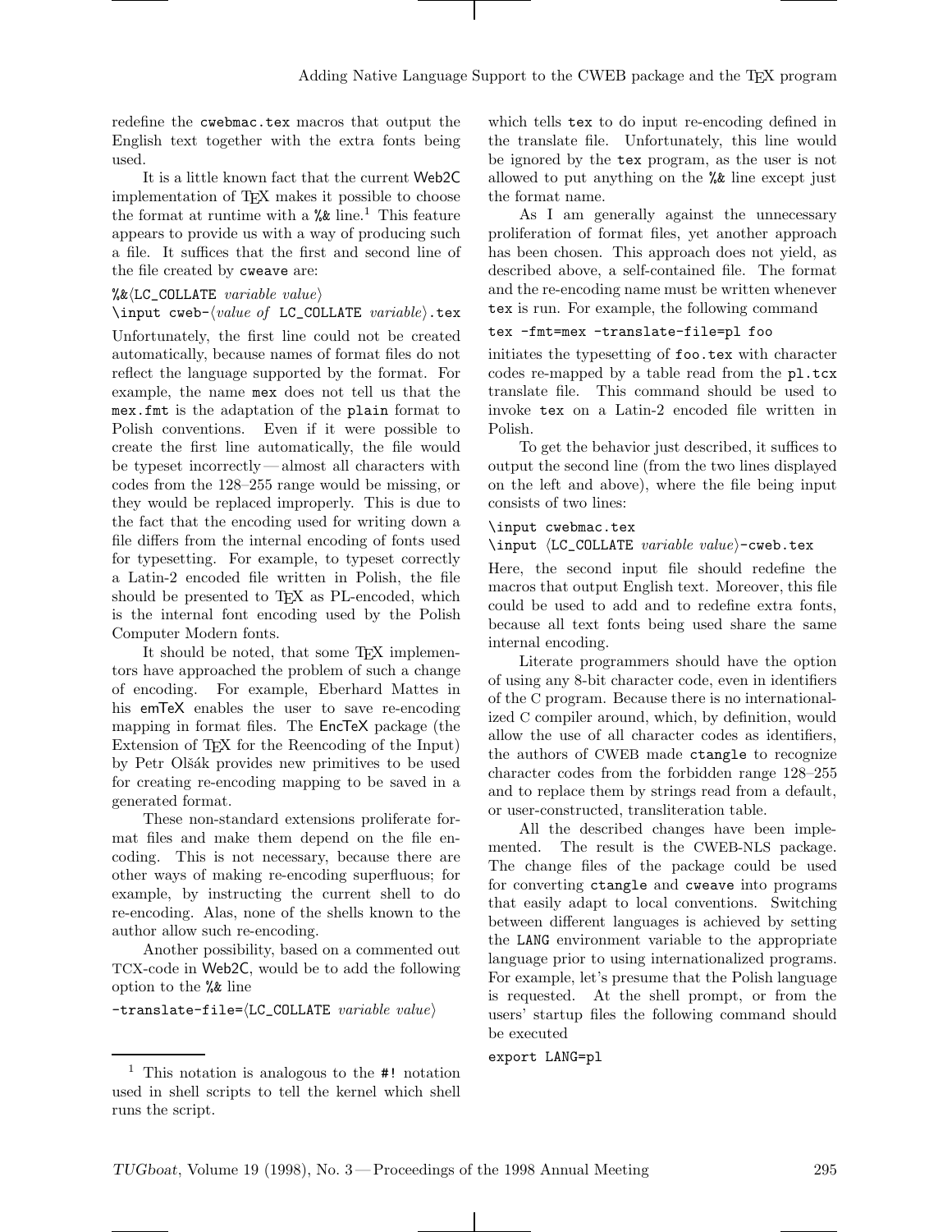redefine the `cwebmac.tex` macros that output the English text together with the extra fonts being used.

It is a little known fact that the current Web2C implementation of TeX makes it possible to choose the format at runtime with a `%&` line.[1] This feature appears to provide us with a way of producing such a file. It suffices that the first and second line of the file created by `cweave` are:

```
%&⟨LC_COLLATE variable value⟩
\input cweb-⟨value of LC_COLLATE variable⟩.tex
```

Unfortunately, the first line could not be created automatically, because names of format files do not reflect the language supported by the format. For example, the name `mex` does not tell us that the `mex.fmt` is the adaptation of the `plain` format to Polish conventions. Even if it were possible to create the first line automatically, the file would be typeset incorrectly — almost all characters with codes from the 128–255 range would be missing, or they would be replaced improperly. This is due to the fact that the encoding used for writing down a file differs from the internal encoding of fonts used for typesetting. For example, to typeset correctly a Latin-2 encoded file written in Polish, the file should be presented to TeX as PL-encoded, which is the internal font encoding used by the Polish Computer Modern fonts.

It should be noted, that some TeX implementors have approached the problem of such a change of encoding. For example, Eberhard Mattes in his emTeX enables the user to save re-encoding mapping in format files. The EncTeX package (the Extension of TeX for the Reencoding of the Input) by Petr Olšák provides new primitives to be used for creating re-encoding mapping to be saved in a generated format.

These non-standard extensions proliferate format files and make them depend on the file encoding. This is not necessary, because there are other ways of making re-encoding superfluous; for example, by instructing the current shell to do re-encoding. Alas, none of the shells known to the author allow such re-encoding.

Another possibility, based on a commented out TCX-code in Web2C, would be to add the following option to the `%&` line

```
-translate-file=⟨LC_COLLATE variable value⟩
```

which tells `tex` to do input re-encoding defined in the translate file. Unfortunately, this line would be ignored by the `tex` program, as the user is not allowed to put anything on the `%&` line except just the format name.

As I am generally against the unnecessary proliferation of format files, yet another approach has been chosen. This approach does not yield, as described above, a self-contained file. The format and the re-encoding name must be written whenever `tex` is run. For example, the following command

```
tex -fmt=mex -translate-file=pl foo
```

initiates the typesetting of `foo.tex` with character codes re-mapped by a table read from the `pl.tcx` translate file. This command should be used to invoke `tex` on a Latin-2 encoded file written in Polish.

To get the behavior just described, it suffices to output the second line (from the two lines displayed on the left and above), where the file being input consists of two lines:

```
\input cwebmac.tex
\input ⟨LC_COLLATE variable value⟩-cweb.tex
```

Here, the second input file should redefine the macros that output English text. Moreover, this file could be used to add and to redefine extra fonts, because all text fonts being used share the same internal encoding.

Literate programmers should have the option of using any 8-bit character code, even in identifiers of the C program. Because there is no internationalized C compiler around, which, by definition, would allow the use of all character codes as identifiers, the authors of CWEB made `ctangle` to recognize character codes from the forbidden range 128–255 and to replace them by strings read from a default, or user-constructed, transliteration table.

All the described changes have been implemented. The result is the CWEB-NLS package. The change files of the package could be used for converting `ctangle` and `cweave` into programs that easily adapt to local conventions. Switching between different languages is achieved by setting the `LANG` environment variable to the appropriate language prior to using internationalized programs. For example, let's presume that the Polish language is requested. At the shell prompt, or from the users' startup files the following command should be executed

```
export LANG=pl
```

[1] This notation is analogous to the `#!` notation used in shell scripts to tell the kernel which shell runs the script.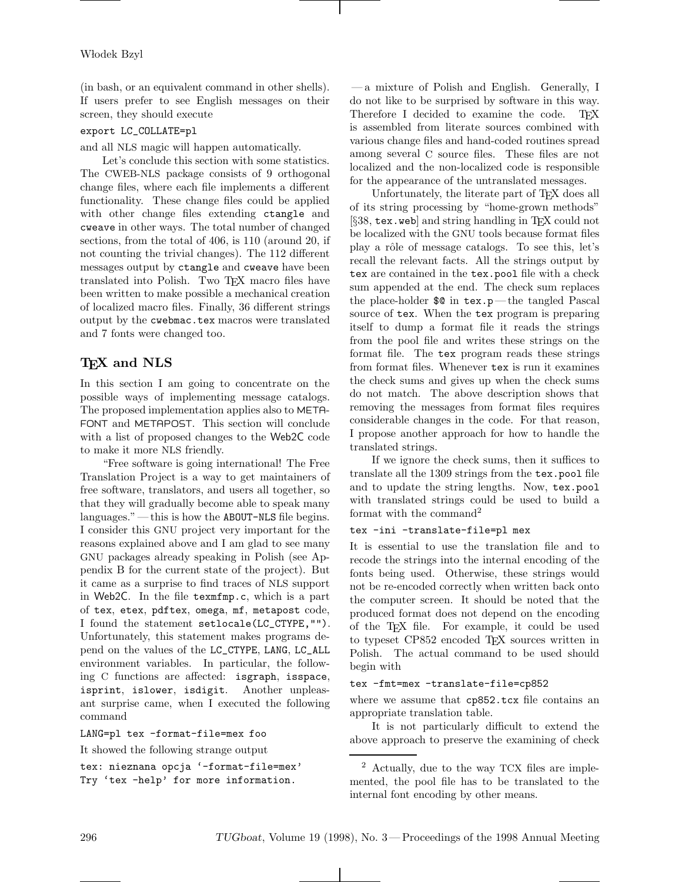(in bash, or an equivalent command in other shells). If users prefer to see English messages on their screen, they should execute

```
export LC_COLLATE=pl
```

and all NLS magic will happen automatically.

Let's conclude this section with some statistics. The CWEB-NLS package consists of 9 orthogonal change files, where each file implements a different functionality. These change files could be applied with other change files extending `ctangle` and `cweave` in other ways. The total number of changed sections, from the total of 406, is 110 (around 20, if not counting the trivial changes). The 112 different messages output by `ctangle` and `cweave` have been translated into Polish. Two TEX macro files have been written to make possible a mechanical creation of localized macro files. Finally, 36 different strings output by the `cwebmac.tex` macros were translated and 7 fonts were changed too.

## TEX and NLS

In this section I am going to concentrate on the possible ways of implementing message catalogs. The proposed implementation applies also to METAFONT and METAPOST. This section will conclude with a list of proposed changes to the Web2C code to make it more NLS friendly.

"Free software is going international! The Free Translation Project is a way to get maintainers of free software, translators, and users all together, so that they will gradually become able to speak many languages." — this is how the `ABOUT-NLS` file begins. I consider this GNU project very important for the reasons explained above and I am glad to see many GNU packages already speaking in Polish (see Appendix B for the current state of the project). But it came as a surprise to find traces of NLS support in Web2C. In the file `texmfmp.c`, which is a part of `tex`, `etex`, `pdftex`, `omega`, `mf`, `metapost` code, I found the statement `setlocale(LC_CTYPE,"")`. Unfortunately, this statement makes programs depend on the values of the `LC_CTYPE`, `LANG`, `LC_ALL` environment variables. In particular, the following C functions are affected: `isgraph`, `isspace`, `isprint`, `islower`, `isdigit`. Another unpleasant surprise came, when I executed the following command

```
LANG=pl tex -format-file=mex foo
```

It showed the following strange output

```
tex: nieznana opcja '-format-file=mex'
Try 'tex -help' for more information.
```

— a mixture of Polish and English. Generally, I do not like to be surprised by software in this way. Therefore I decided to examine the code. TEX is assembled from literate sources combined with various change files and hand-coded routines spread among several C source files. These files are not localized and the non-localized code is responsible for the appearance of the untranslated messages.

Unfortunately, the literate part of TEX does all of its string processing by "home-grown methods" [§38, `tex.web`] and string handling in TEX could not be localized with the GNU tools because format files play a rôle of message catalogs. To see this, let's recall the relevant facts. All the strings output by `tex` are contained in the `tex.pool` file with a check sum appended at the end. The check sum replaces the place-holder `$@` in `tex.p` — the tangled Pascal source of `tex`. When the `tex` program is preparing itself to dump a format file it reads the strings from the pool file and writes these strings on the format file. The `tex` program reads these strings from format files. Whenever `tex` is run it examines the check sums and gives up when the check sums do not match. The above description shows that removing the messages from format files requires considerable changes in the code. For that reason, I propose another approach for how to handle the translated strings.

If we ignore the check sums, then it suffices to translate all the 1309 strings from the `tex.pool` file and to update the string lengths. Now, `tex.pool` with translated strings could be used to build a format with the command[2]

```
tex -ini -translate-file=pl mex
```

It is essential to use the translation file and to recode the strings into the internal encoding of the fonts being used. Otherwise, these strings would not be re-encoded correctly when written back onto the computer screen. It should be noted that the produced format does not depend on the encoding of the TEX file. For example, it could be used to typeset CP852 encoded TEX sources written in Polish. The actual command to be used should begin with

```
tex -fmt=mex -translate-file=cp852
```

where we assume that `cp852.tcx` file contains an appropriate translation table.

It is not particularly difficult to extend the above approach to preserve the examining of check

[2] Actually, due to the way TCX files are implemented, the pool file has to be translated to the internal font encoding by other means.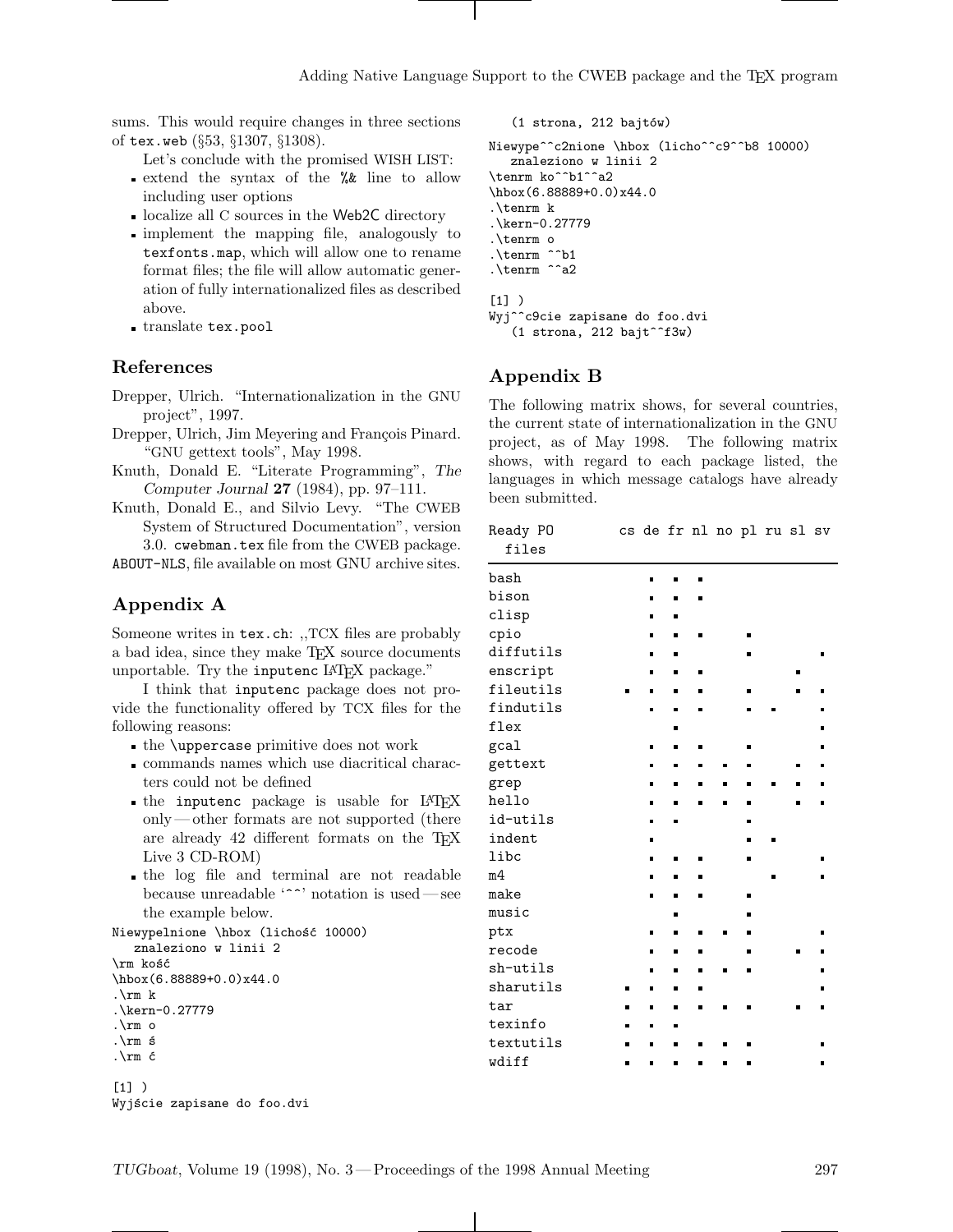sums. This would require changes in three sections of `tex.web` (§53, §1307, §1308).

Let's conclude with the promised WISH LIST:

- extend the syntax of the `%&` line to allow including user options
- localize all C sources in the Web2C directory
- implement the mapping file, analogously to `texfonts.map`, which will allow one to rename format files; the file will allow automatic generation of fully internationalized files as described above.
- translate `tex.pool`

## References

Drepper, Ulrich. "Internationalization in the GNU project", 1997.

Drepper, Ulrich, Jim Meyering and François Pinard. "GNU gettext tools", May 1998.

Knuth, Donald E. "Literate Programming", *The Computer Journal* **27** (1984), pp. 97–111.

Knuth, Donald E., and Silvio Levy. "The CWEB System of Structured Documentation", version 3.0. `cwebman.tex` file from the CWEB package.

`ABOUT-NLS`, file available on most GNU archive sites.

## Appendix A

Someone writes in `tex.ch`: ,,TCX files are probably a bad idea, since they make TEX source documents unportable. Try the `inputenc` LATEX package."

I think that `inputenc` package does not provide the functionality offered by TCX files for the following reasons:

- the `\uppercase` primitive does not work
- commands names which use diacritical characters could not be defined
- the `inputenc` package is usable for LATEX only — other formats are not supported (there are already 42 different formats on the TEX Live 3 CD-ROM)
- the log file and terminal are not readable because unreadable '`^^`' notation is used — see the example below.

```
Niewypelnione \hbox (lichość 10000)
   znaleziono w linii 2
\rm kość
\hbox(6.88889+0.0)x44.0
.\rm k
.\kern-0.27779
.\rm o
.\rm ś
.\rm ć

[1] )
Wyjście zapisane do foo.dvi
   (1 strona, 212 bajtów)
```

```
Niewype^^c2nione \hbox (licho^^c9^^b8 10000)
   znaleziono w linii 2
\tenrm ko^^b1^^a2
\hbox(6.88889+0.0)x44.0
.\tenrm k
.\kern-0.27779
.\tenrm o
.\tenrm ^^b1
.\tenrm ^^a2

[1] )
Wyj^^c9cie zapisane do foo.dvi
   (1 strona, 212 bajt^^f3w)
```

## Appendix B

The following matrix shows, for several countries, the current state of internationalization in the GNU project, as of May 1998. The following matrix shows, with regard to each package listed, the languages in which message catalogs have already been submitted.

| Ready PO files | cs | de | fr | nl | no | pl | ru | sl | sv |
|---|---|---|---|---|---|---|---|---|---|
| bash | | ■ | ■ | ■ | | | | | |
| bison | | ■ | ■ | ■ | | | | | |
| clisp | | ■ | ■ | | | | | | |
| cpio | | ■ | ■ | ■ | | ■ | | | |
| diffutils | | ■ | ■ | | | ■ | | | ■ |
| enscript | | ■ | ■ | ■ | | | | ■ | |
| fileutils | ■ | ■ | ■ | ■ | | ■ | | ■ | ■ |
| findutils | | ■ | ■ | ■ | | ■ | ■ | | ■ |
| flex | | | ■ | | | | | | ■ |
| gcal | | ■ | ■ | ■ | | ■ | | | ■ |
| gettext | | ■ | ■ | ■ | ■ | ■ | | ■ | ■ |
| grep | | ■ | ■ | ■ | ■ | ■ | ■ | ■ | ■ |
| hello | | ■ | ■ | ■ | ■ | ■ | | ■ | ■ |
| id-utils | | ■ | ■ | | | ■ | | | |
| indent | | ■ | | | | ■ | ■ | | |
| libc | | ■ | ■ | ■ | | ■ | | | ■ |
| m4 | | ■ | ■ | ■ | | | ■ | | ■ |
| make | | ■ | ■ | ■ | | ■ | | | |
| music | | | ■ | | | ■ | | | |
| ptx | | ■ | ■ | ■ | ■ | ■ | | | ■ |
| recode | | ■ | ■ | ■ | | ■ | | ■ | ■ |
| sh-utils | | ■ | ■ | ■ | ■ | ■ | | | ■ |
| sharutils | ■ | ■ | ■ | ■ | | | | | ■ |
| tar | ■ | ■ | ■ | ■ | ■ | ■ | | ■ | ■ |
| texinfo | ■ | ■ | ■ | | | | | | |
| textutils | ■ | ■ | ■ | ■ | ■ | ■ | | | ■ |
| wdiff | ■ | ■ | ■ | ■ | ■ | ■ | | | ■ |